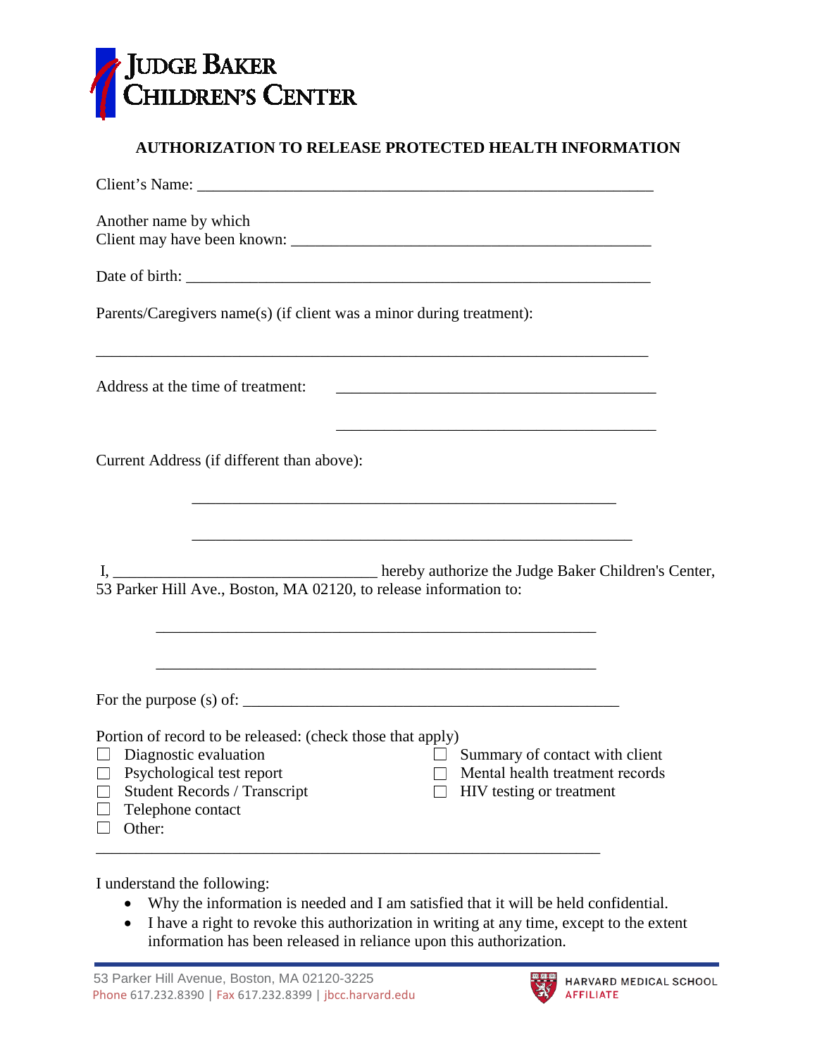JUDGE BAKER CHILDREN'S CENTER

## AUTHORIZATION TO RELEASE PROTECTED HEALTH INFORMATION

Client's Name: ___________________________________________________________

Another name by which
Client may have been known: ______________________________________________

Date of birth: ____________________________________________________________

Parents/Caregivers name(s) (if client was a minor during treatment):

_______________________________________________________________________

Address at the time of treatment: ________________________________________

________________________________________

Current Address (if different than above):

______________________________________________________

______________________________________________________

I, _________________________________ hereby authorize the Judge Baker Children's Center, 53 Parker Hill Ave., Boston, MA 02120, to release information to:

________________________________________________________

________________________________________________________

For the purpose (s) of: ________________________________________________

Portion of record to be released: (check those that apply)

- ☐ Diagnostic evaluation
- ☐ Psychological test report
- ☐ Student Records / Transcript
- ☐ Telephone contact
- ☐ Other:
- ☐ Summary of contact with client
- ☐ Mental health treatment records
- ☐ HIV testing or treatment

________________________________________________________________

I understand the following:

- Why the information is needed and I am satisfied that it will be held confidential.
- I have a right to revoke this authorization in writing at any time, except to the extent information has been released in reliance upon this authorization.

53 Parker Hill Avenue, Boston, MA 02120-3225
Phone 617.232.8390 | Fax 617.232.8399 | jbcc.harvard.edu

HARVARD MEDICAL SCHOOL AFFILIATE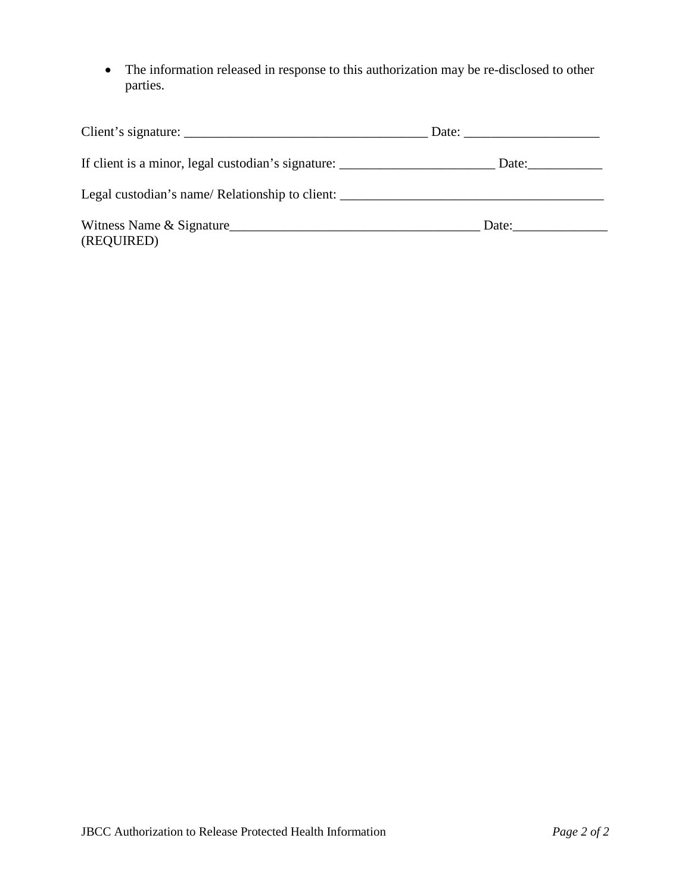- The information released in response to this authorization may be re-disclosed to other parties.

Client's signature: ___________________________________ Date: ____________________

If client is a minor, legal custodian's signature: _______________________ Date:___________

Legal custodian's name/ Relationship to client: _______________________________________

Witness Name & Signature_____________________________________ Date:______________
(REQUIRED)